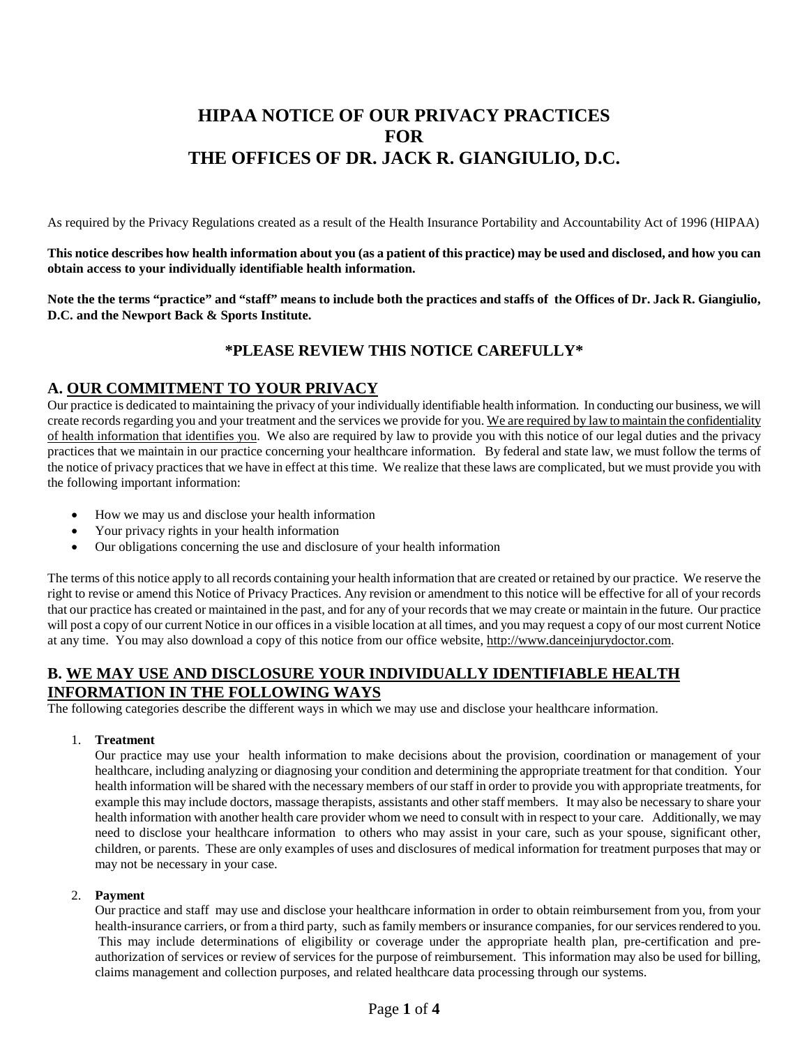# HIPAA NOTICE OF OUR PRIVACY PRACTICES FOR THE OFFICES OF DR. JACK R. GIANGIULIO, D.C.

As required by the Privacy Regulations created as a result of the Health Insurance Portability and Accountability Act of 1996 (HIPAA)

**This notice describes how health information about you (as a patient of this practice) may be used and disclosed, and how you can obtain access to your individually identifiable health information.**

**Note the the terms "practice" and "staff" means to include both the practices and staffs of the Offices of Dr. Jack R. Giangiulio, D.C. and the Newport Back & Sports Institute.**

### *PLEASE REVIEW THIS NOTICE CAREFULLY*

## A. OUR COMMITMENT TO YOUR PRIVACY

Our practice is dedicated to maintaining the privacy of your individually identifiable health information. In conducting our business, we will create records regarding you and your treatment and the services we provide for you. We are required by law to maintain the confidentiality of health information that identifies you. We also are required by law to provide you with this notice of our legal duties and the privacy practices that we maintain in our practice concerning your healthcare information. By federal and state law, we must follow the terms of the notice of privacy practices that we have in effect at this time. We realize that these laws are complicated, but we must provide you with the following important information:

- How we may us and disclose your health information
- Your privacy rights in your health information
- Our obligations concerning the use and disclosure of your health information

The terms of this notice apply to all records containing your health information that are created or retained by our practice. We reserve the right to revise or amend this Notice of Privacy Practices. Any revision or amendment to this notice will be effective for all of your records that our practice has created or maintained in the past, and for any of your records that we may create or maintain in the future. Our practice will post a copy of our current Notice in our offices in a visible location at all times, and you may request a copy of our most current Notice at any time. You may also download a copy of this notice from our office website, http://www.danceinjurydoctor.com.

## B. WE MAY USE AND DISCLOSURE YOUR INDIVIDUALLY IDENTIFIABLE HEALTH INFORMATION IN THE FOLLOWING WAYS

The following categories describe the different ways in which we may use and disclose your healthcare information.

1. **Treatment**
   Our practice may use your health information to make decisions about the provision, coordination or management of your healthcare, including analyzing or diagnosing your condition and determining the appropriate treatment for that condition. Your health information will be shared with the necessary members of our staff in order to provide you with appropriate treatments, for example this may include doctors, massage therapists, assistants and other staff members. It may also be necessary to share your health information with another health care provider whom we need to consult with in respect to your care. Additionally, we may need to disclose your healthcare information to others who may assist in your care, such as your spouse, significant other, children, or parents. These are only examples of uses and disclosures of medical information for treatment purposes that may or may not be necessary in your case.

2. **Payment**
   Our practice and staff may use and disclose your healthcare information in order to obtain reimbursement from you, from your health-insurance carriers, or from a third party, such as family members or insurance companies, for our services rendered to you. This may include determinations of eligibility or coverage under the appropriate health plan, pre-certification and pre-authorization of services or review of services for the purpose of reimbursement. This information may also be used for billing, claims management and collection purposes, and related healthcare data processing through our systems.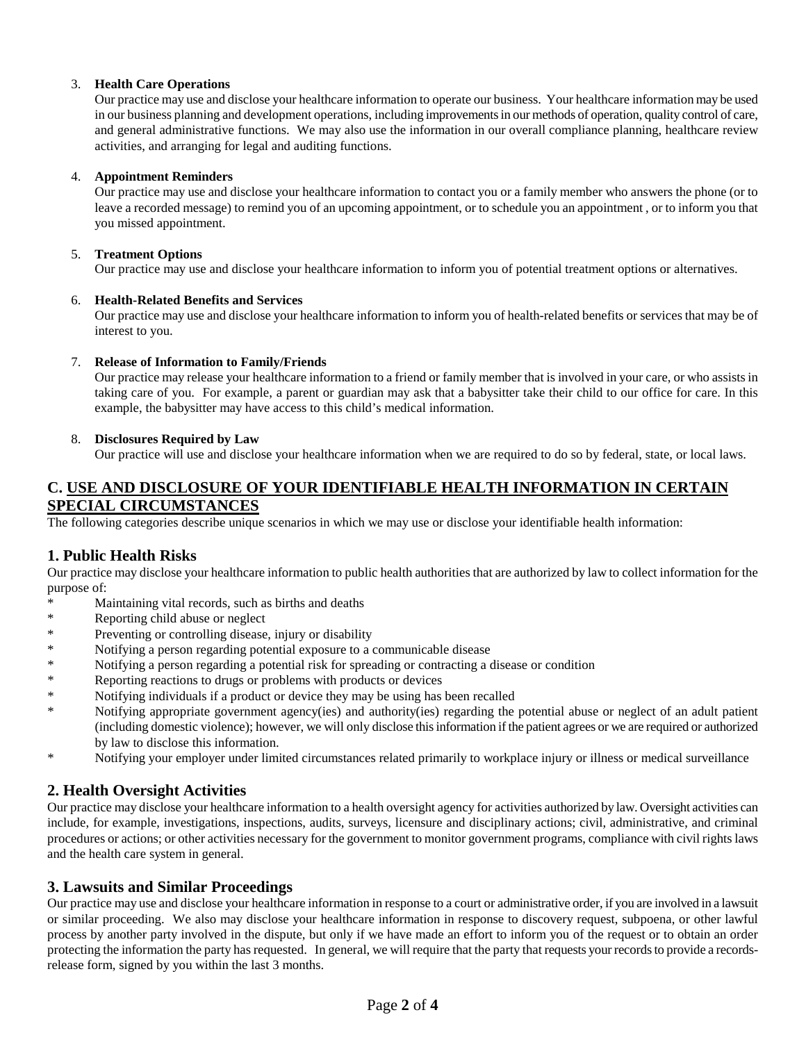3. **Health Care Operations**
   Our practice may use and disclose your healthcare information to operate our business. Your healthcare information may be used in our business planning and development operations, including improvements in our methods of operation, quality control of care, and general administrative functions. We may also use the information in our overall compliance planning, healthcare review activities, and arranging for legal and auditing functions.

4. **Appointment Reminders**
   Our practice may use and disclose your healthcare information to contact you or a family member who answers the phone (or to leave a recorded message) to remind you of an upcoming appointment, or to schedule you an appointment , or to inform you that you missed appointment.

5. **Treatment Options**
   Our practice may use and disclose your healthcare information to inform you of potential treatment options or alternatives.

6. **Health-Related Benefits and Services**
   Our practice may use and disclose your healthcare information to inform you of health-related benefits or services that may be of interest to you.

7. **Release of Information to Family/Friends**
   Our practice may release your healthcare information to a friend or family member that is involved in your care, or who assists in taking care of you. For example, a parent or guardian may ask that a babysitter take their child to our office for care. In this example, the babysitter may have access to this child's medical information.

8. **Disclosures Required by Law**
   Our practice will use and disclose your healthcare information when we are required to do so by federal, state, or local laws.

## C. USE AND DISCLOSURE OF YOUR IDENTIFIABLE HEALTH INFORMATION IN CERTAIN SPECIAL CIRCUMSTANCES

The following categories describe unique scenarios in which we may use or disclose your identifiable health information:

### 1. Public Health Risks

Our practice may disclose your healthcare information to public health authorities that are authorized by law to collect information for the purpose of:

* Maintaining vital records, such as births and deaths
* Reporting child abuse or neglect
* Preventing or controlling disease, injury or disability
* Notifying a person regarding potential exposure to a communicable disease
* Notifying a person regarding a potential risk for spreading or contracting a disease or condition
* Reporting reactions to drugs or problems with products or devices
* Notifying individuals if a product or device they may be using has been recalled
* Notifying appropriate government agency(ies) and authority(ies) regarding the potential abuse or neglect of an adult patient (including domestic violence); however, we will only disclose this information if the patient agrees or we are required or authorized by law to disclose this information.
* Notifying your employer under limited circumstances related primarily to workplace injury or illness or medical surveillance

### 2. Health Oversight Activities

Our practice may disclose your healthcare information to a health oversight agency for activities authorized by law. Oversight activities can include, for example, investigations, inspections, audits, surveys, licensure and disciplinary actions; civil, administrative, and criminal procedures or actions; or other activities necessary for the government to monitor government programs, compliance with civil rights laws and the health care system in general.

### 3. Lawsuits and Similar Proceedings

Our practice may use and disclose your healthcare information in response to a court or administrative order, if you are involved in a lawsuit or similar proceeding. We also may disclose your healthcare information in response to discovery request, subpoena, or other lawful process by another party involved in the dispute, but only if we have made an effort to inform you of the request or to obtain an order protecting the information the party has requested. In general, we will require that the party that requests your records to provide a records-release form, signed by you within the last 3 months.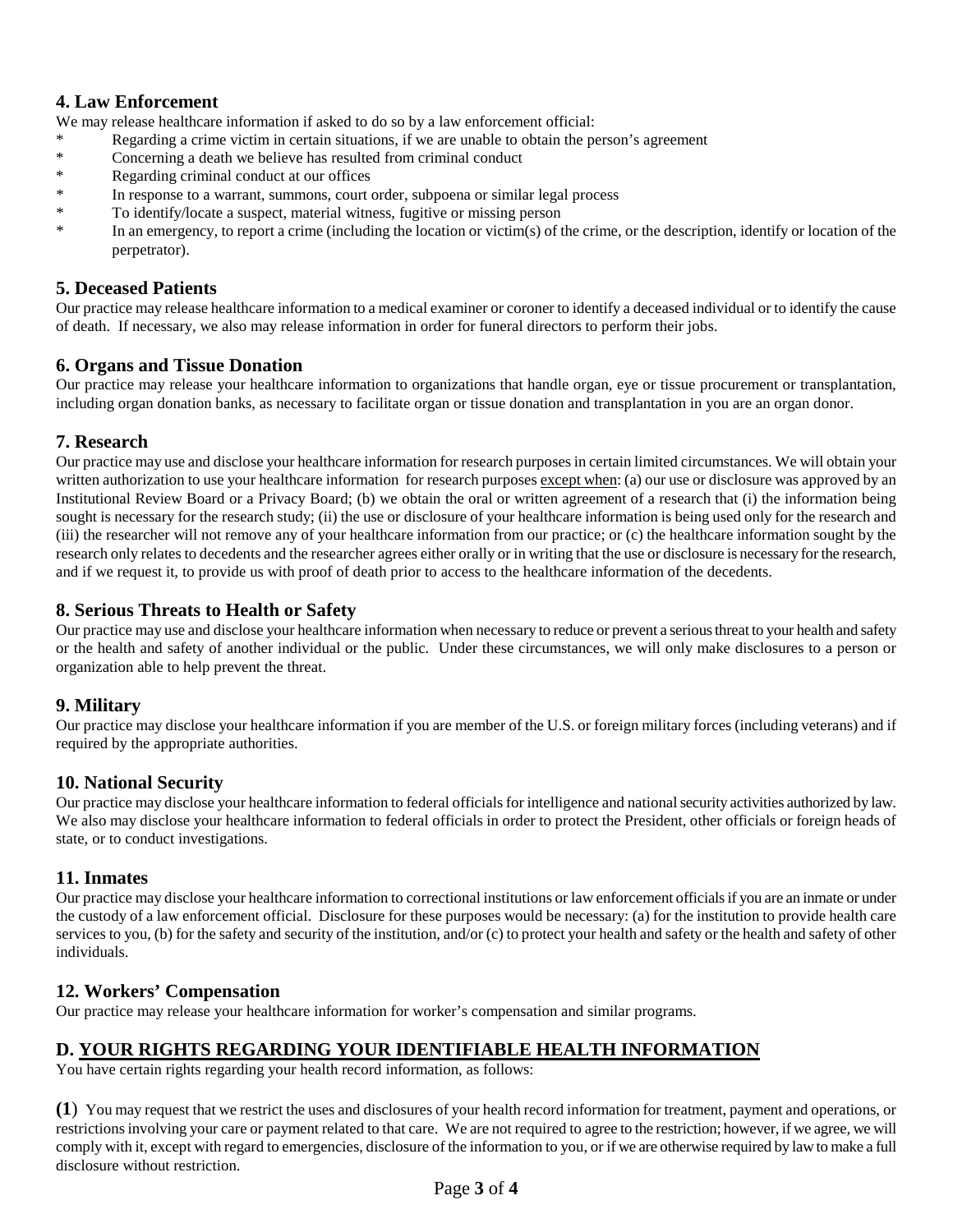### 4. Law Enforcement

We may release healthcare information if asked to do so by a law enforcement official:

* Regarding a crime victim in certain situations, if we are unable to obtain the person's agreement
* Concerning a death we believe has resulted from criminal conduct
* Regarding criminal conduct at our offices
* In response to a warrant, summons, court order, subpoena or similar legal process
* To identify/locate a suspect, material witness, fugitive or missing person
* In an emergency, to report a crime (including the location or victim(s) of the crime, or the description, identify or location of the perpetrator).

### 5. Deceased Patients

Our practice may release healthcare information to a medical examiner or coroner to identify a deceased individual or to identify the cause of death. If necessary, we also may release information in order for funeral directors to perform their jobs.

### 6. Organs and Tissue Donation

Our practice may release your healthcare information to organizations that handle organ, eye or tissue procurement or transplantation, including organ donation banks, as necessary to facilitate organ or tissue donation and transplantation in you are an organ donor.

### 7. Research

Our practice may use and disclose your healthcare information for research purposes in certain limited circumstances. We will obtain your written authorization to use your healthcare information for research purposes <u>except when</u>: (a) our use or disclosure was approved by an Institutional Review Board or a Privacy Board; (b) we obtain the oral or written agreement of a research that (i) the information being sought is necessary for the research study; (ii) the use or disclosure of your healthcare information is being used only for the research and (iii) the researcher will not remove any of your healthcare information from our practice; or (c) the healthcare information sought by the research only relates to decedents and the researcher agrees either orally or in writing that the use or disclosure is necessary for the research, and if we request it, to provide us with proof of death prior to access to the healthcare information of the decedents.

### 8. Serious Threats to Health or Safety

Our practice may use and disclose your healthcare information when necessary to reduce or prevent a serious threat to your health and safety or the health and safety of another individual or the public. Under these circumstances, we will only make disclosures to a person or organization able to help prevent the threat.

### 9. Military

Our practice may disclose your healthcare information if you are member of the U.S. or foreign military forces (including veterans) and if required by the appropriate authorities.

### 10. National Security

Our practice may disclose your healthcare information to federal officials for intelligence and national security activities authorized by law. We also may disclose your healthcare information to federal officials in order to protect the President, other officials or foreign heads of state, or to conduct investigations.

### 11. Inmates

Our practice may disclose your healthcare information to correctional institutions or law enforcement officials if you are an inmate or under the custody of a law enforcement official. Disclosure for these purposes would be necessary: (a) for the institution to provide health care services to you, (b) for the safety and security of the institution, and/or (c) to protect your health and safety or the health and safety of other individuals.

### 12. Workers' Compensation

Our practice may release your healthcare information for worker's compensation and similar programs.

## D. <u>YOUR RIGHTS REGARDING YOUR IDENTIFIABLE HEALTH INFORMATION</u>

You have certain rights regarding your health record information, as follows:

**(1**) You may request that we restrict the uses and disclosures of your health record information for treatment, payment and operations, or restrictions involving your care or payment related to that care. We are not required to agree to the restriction; however, if we agree, we will comply with it, except with regard to emergencies, disclosure of the information to you, or if we are otherwise required by law to make a full disclosure without restriction.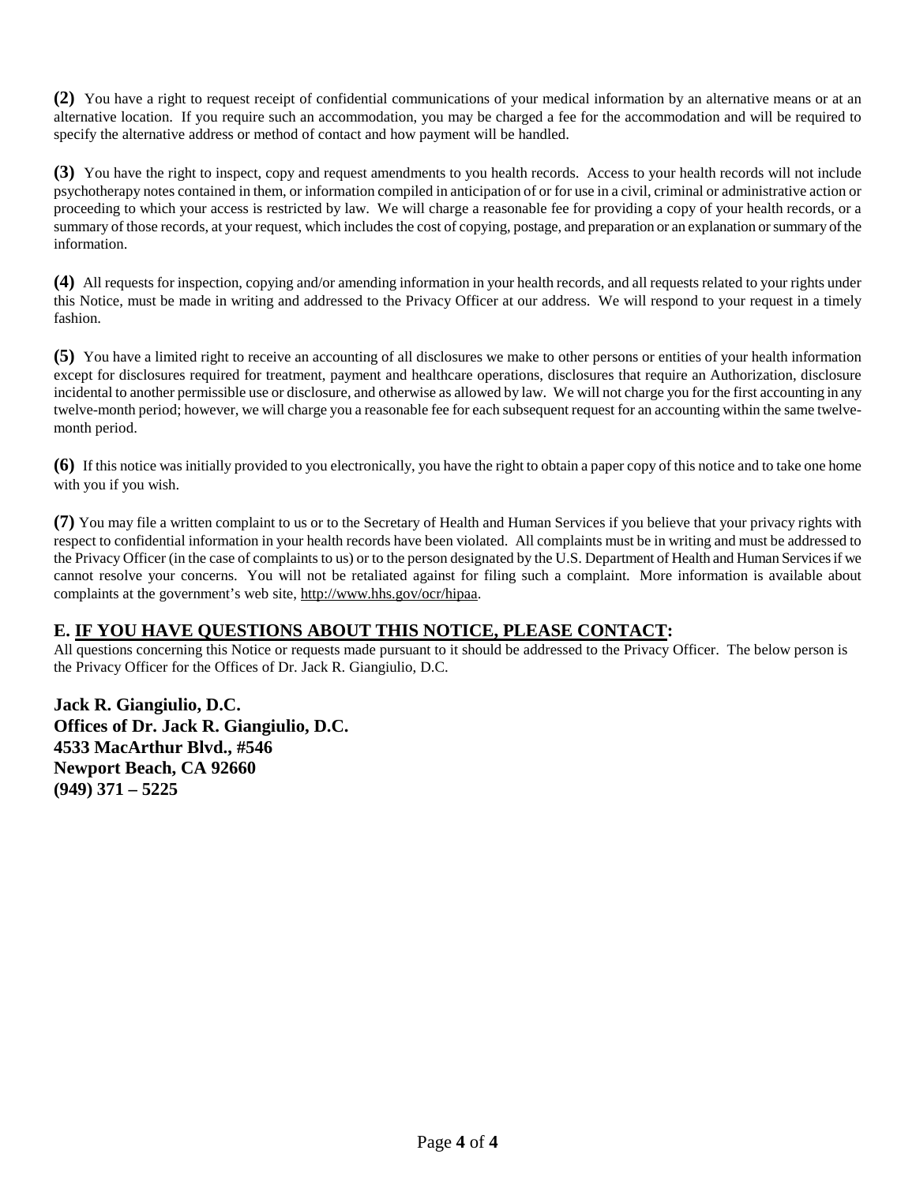**(2)** You have a right to request receipt of confidential communications of your medical information by an alternative means or at an alternative location. If you require such an accommodation, you may be charged a fee for the accommodation and will be required to specify the alternative address or method of contact and how payment will be handled.

**(3)** You have the right to inspect, copy and request amendments to you health records. Access to your health records will not include psychotherapy notes contained in them, or information compiled in anticipation of or for use in a civil, criminal or administrative action or proceeding to which your access is restricted by law. We will charge a reasonable fee for providing a copy of your health records, or a summary of those records, at your request, which includes the cost of copying, postage, and preparation or an explanation or summary of the information.

**(4)** All requests for inspection, copying and/or amending information in your health records, and all requests related to your rights under this Notice, must be made in writing and addressed to the Privacy Officer at our address. We will respond to your request in a timely fashion.

**(5)** You have a limited right to receive an accounting of all disclosures we make to other persons or entities of your health information except for disclosures required for treatment, payment and healthcare operations, disclosures that require an Authorization, disclosure incidental to another permissible use or disclosure, and otherwise as allowed by law. We will not charge you for the first accounting in any twelve-month period; however, we will charge you a reasonable fee for each subsequent request for an accounting within the same twelve-month period.

**(6)** If this notice was initially provided to you electronically, you have the right to obtain a paper copy of this notice and to take one home with you if you wish.

**(7)** You may file a written complaint to us or to the Secretary of Health and Human Services if you believe that your privacy rights with respect to confidential information in your health records have been violated. All complaints must be in writing and must be addressed to the Privacy Officer (in the case of complaints to us) or to the person designated by the U.S. Department of Health and Human Services if we cannot resolve your concerns. You will not be retaliated against for filing such a complaint. More information is available about complaints at the government's web site, http://www.hhs.gov/ocr/hipaa.

## E. IF YOU HAVE QUESTIONS ABOUT THIS NOTICE, PLEASE CONTACT:

All questions concerning this Notice or requests made pursuant to it should be addressed to the Privacy Officer. The below person is the Privacy Officer for the Offices of Dr. Jack R. Giangiulio, D.C.

**Jack R. Giangiulio, D.C.**
**Offices of Dr. Jack R. Giangiulio, D.C.**
**4533 MacArthur Blvd., #546**
**Newport Beach, CA 92660**
**(949) 371 – 5225**